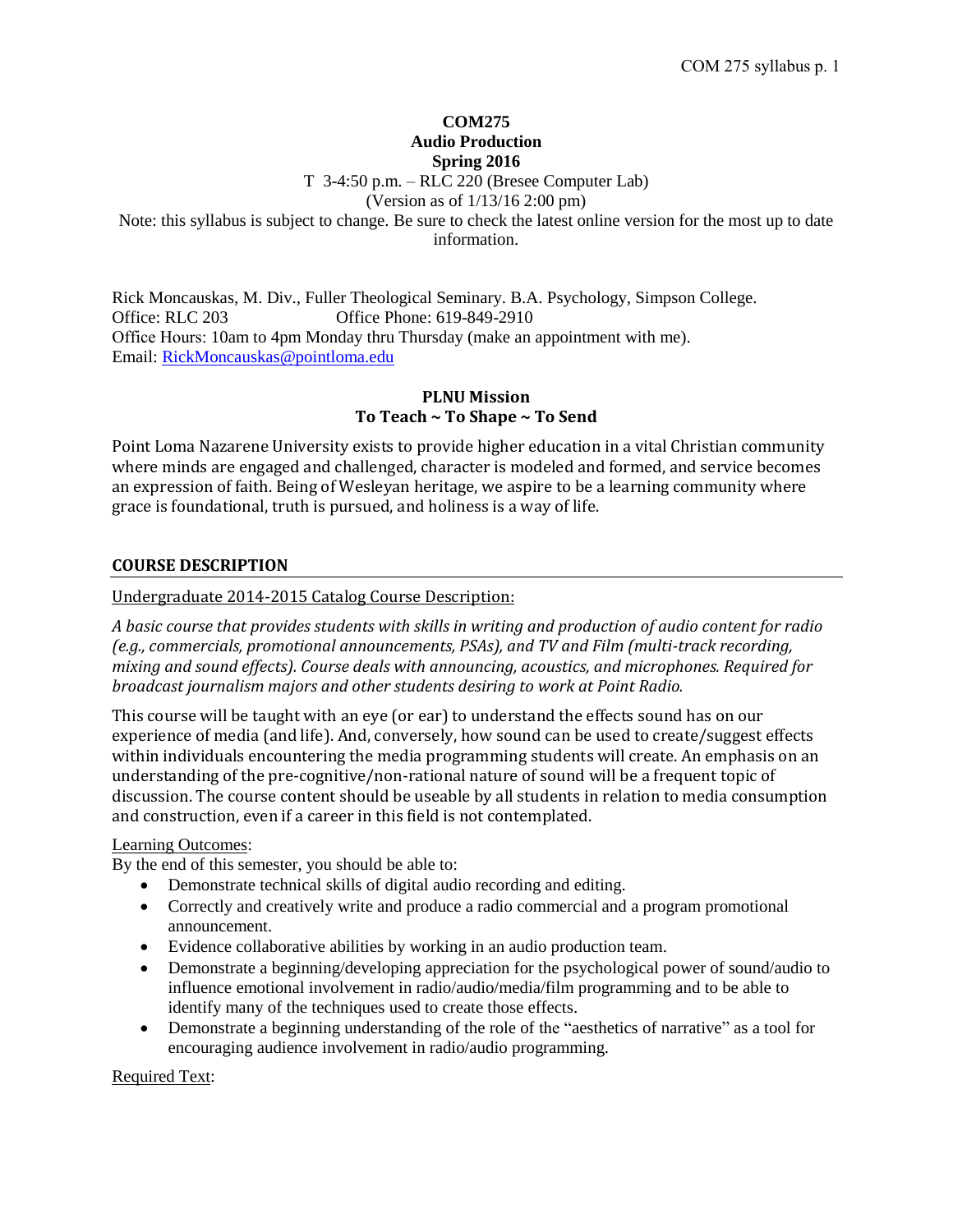# COM275
## Audio Production
## Spring 2016

T 3-4:50 p.m. – RLC 220 (Bresee Computer Lab)

(Version as of 1/13/16 2:00 pm)

Note: this syllabus is subject to change. Be sure to check the latest online version for the most up to date information.

Rick Moncauskas, M. Div., Fuller Theological Seminary. B.A. Psychology, Simpson College.
Office: RLC 203 Office Phone: 619-849-2910
Office Hours: 10am to 4pm Monday thru Thursday (make an appointment with me).
Email: RickMoncauskas@pointloma.edu

**PLNU Mission**
**To Teach ~ To Shape ~ To Send**

Point Loma Nazarene University exists to provide higher education in a vital Christian community where minds are engaged and challenged, character is modeled and formed, and service becomes an expression of faith. Being of Wesleyan heritage, we aspire to be a learning community where grace is foundational, truth is pursued, and holiness is a way of life.

## COURSE DESCRIPTION

Undergraduate 2014-2015 Catalog Course Description:

*A basic course that provides students with skills in writing and production of audio content for radio (e.g., commercials, promotional announcements, PSAs), and TV and Film (multi-track recording, mixing and sound effects). Course deals with announcing, acoustics, and microphones. Required for broadcast journalism majors and other students desiring to work at Point Radio.*

This course will be taught with an eye (or ear) to understand the effects sound has on our experience of media (and life). And, conversely, how sound can be used to create/suggest effects within individuals encountering the media programming students will create. An emphasis on an understanding of the pre-cognitive/non-rational nature of sound will be a frequent topic of discussion. The course content should be useable by all students in relation to media consumption and construction, even if a career in this field is not contemplated.

Learning Outcomes:

By the end of this semester, you should be able to:

- Demonstrate technical skills of digital audio recording and editing.
- Correctly and creatively write and produce a radio commercial and a program promotional announcement.
- Evidence collaborative abilities by working in an audio production team.
- Demonstrate a beginning/developing appreciation for the psychological power of sound/audio to influence emotional involvement in radio/audio/media/film programming and to be able to identify many of the techniques used to create those effects.
- Demonstrate a beginning understanding of the role of the "aesthetics of narrative" as a tool for encouraging audience involvement in radio/audio programming.

Required Text: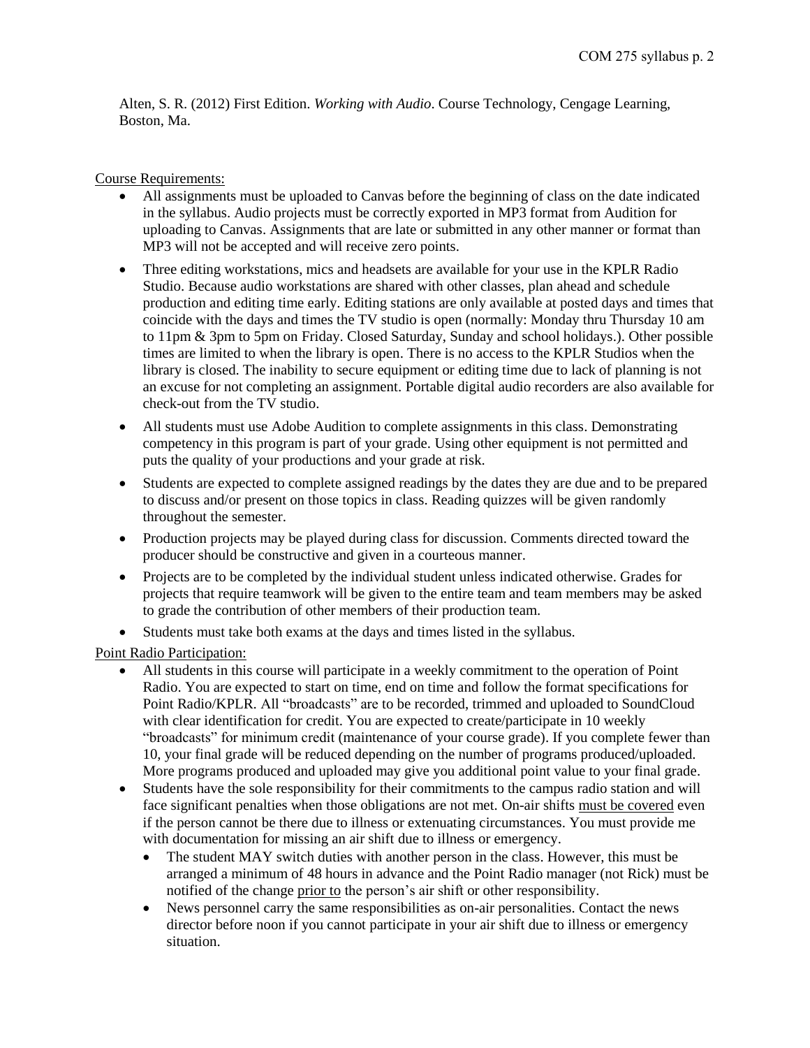Alten, S. R. (2012) First Edition. *Working with Audio*. Course Technology, Cengage Learning, Boston, Ma.

<u>Course Requirements:</u>

- All assignments must be uploaded to Canvas before the beginning of class on the date indicated in the syllabus. Audio projects must be correctly exported in MP3 format from Audition for uploading to Canvas. Assignments that are late or submitted in any other manner or format than MP3 will not be accepted and will receive zero points.
- Three editing workstations, mics and headsets are available for your use in the KPLR Radio Studio. Because audio workstations are shared with other classes, plan ahead and schedule production and editing time early. Editing stations are only available at posted days and times that coincide with the days and times the TV studio is open (normally: Monday thru Thursday 10 am to 11pm & 3pm to 5pm on Friday. Closed Saturday, Sunday and school holidays.). Other possible times are limited to when the library is open. There is no access to the KPLR Studios when the library is closed. The inability to secure equipment or editing time due to lack of planning is not an excuse for not completing an assignment. Portable digital audio recorders are also available for check-out from the TV studio.
- All students must use Adobe Audition to complete assignments in this class. Demonstrating competency in this program is part of your grade. Using other equipment is not permitted and puts the quality of your productions and your grade at risk.
- Students are expected to complete assigned readings by the dates they are due and to be prepared to discuss and/or present on those topics in class. Reading quizzes will be given randomly throughout the semester.
- Production projects may be played during class for discussion. Comments directed toward the producer should be constructive and given in a courteous manner.
- Projects are to be completed by the individual student unless indicated otherwise. Grades for projects that require teamwork will be given to the entire team and team members may be asked to grade the contribution of other members of their production team.
- Students must take both exams at the days and times listed in the syllabus.

<u>Point Radio Participation:</u>

- All students in this course will participate in a weekly commitment to the operation of Point Radio. You are expected to start on time, end on time and follow the format specifications for Point Radio/KPLR. All "broadcasts" are to be recorded, trimmed and uploaded to SoundCloud with clear identification for credit. You are expected to create/participate in 10 weekly "broadcasts" for minimum credit (maintenance of your course grade). If you complete fewer than 10, your final grade will be reduced depending on the number of programs produced/uploaded. More programs produced and uploaded may give you additional point value to your final grade.
- Students have the sole responsibility for their commitments to the campus radio station and will face significant penalties when those obligations are not met. On-air shifts <u>must be covered</u> even if the person cannot be there due to illness or extenuating circumstances. You must provide me with documentation for missing an air shift due to illness or emergency.
    - The student MAY switch duties with another person in the class. However, this must be arranged a minimum of 48 hours in advance and the Point Radio manager (not Rick) must be notified of the change <u>prior to</u> the person's air shift or other responsibility.
    - News personnel carry the same responsibilities as on-air personalities. Contact the news director before noon if you cannot participate in your air shift due to illness or emergency situation.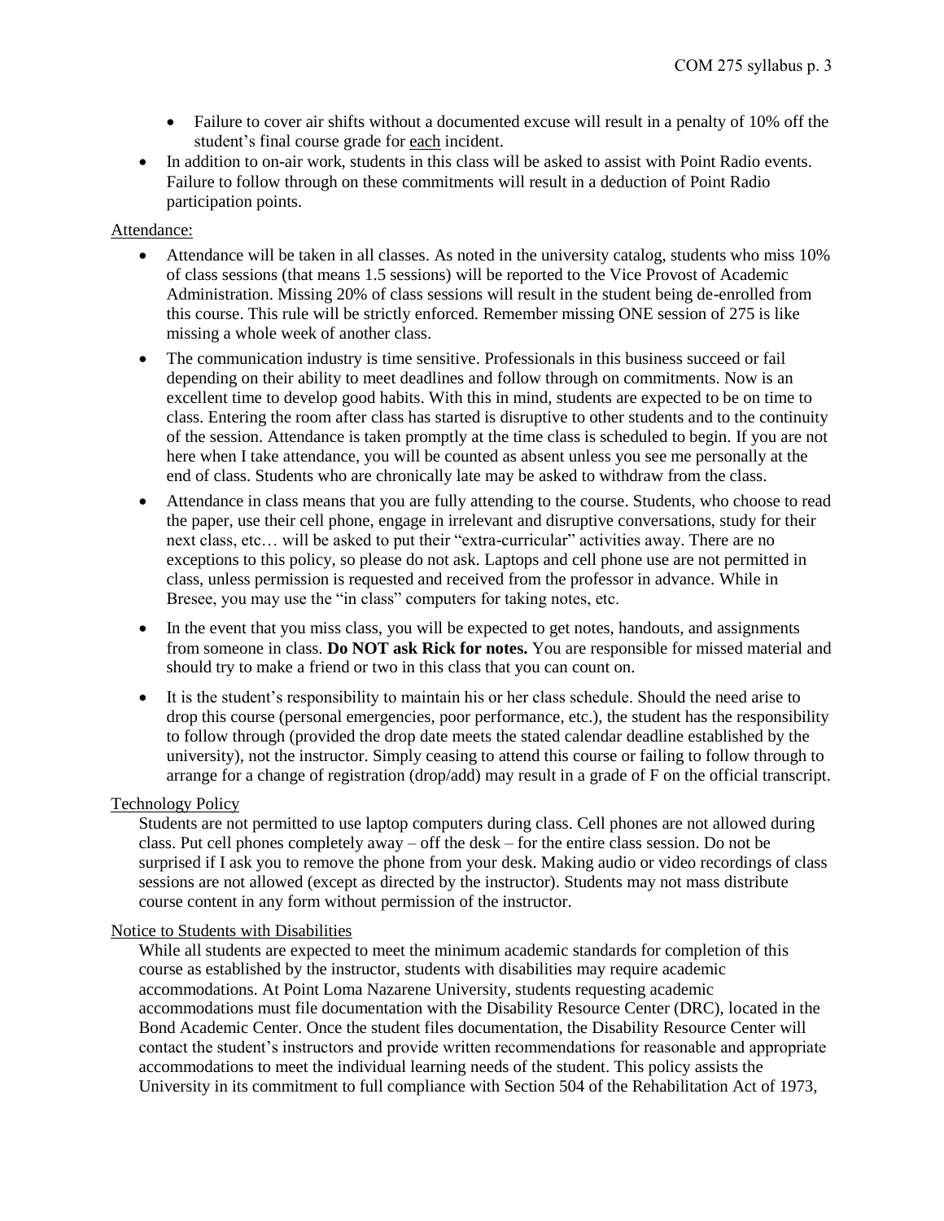- Failure to cover air shifts without a documented excuse will result in a penalty of 10% off the student's final course grade for each incident.
- In addition to on-air work, students in this class will be asked to assist with Point Radio events. Failure to follow through on these commitments will result in a deduction of Point Radio participation points.

Attendance:

- Attendance will be taken in all classes. As noted in the university catalog, students who miss 10% of class sessions (that means 1.5 sessions) will be reported to the Vice Provost of Academic Administration. Missing 20% of class sessions will result in the student being de-enrolled from this course. This rule will be strictly enforced. Remember missing ONE session of 275 is like missing a whole week of another class.
- The communication industry is time sensitive. Professionals in this business succeed or fail depending on their ability to meet deadlines and follow through on commitments. Now is an excellent time to develop good habits. With this in mind, students are expected to be on time to class. Entering the room after class has started is disruptive to other students and to the continuity of the session. Attendance is taken promptly at the time class is scheduled to begin. If you are not here when I take attendance, you will be counted as absent unless you see me personally at the end of class. Students who are chronically late may be asked to withdraw from the class.
- Attendance in class means that you are fully attending to the course. Students, who choose to read the paper, use their cell phone, engage in irrelevant and disruptive conversations, study for their next class, etc… will be asked to put their "extra-curricular" activities away. There are no exceptions to this policy, so please do not ask. Laptops and cell phone use are not permitted in class, unless permission is requested and received from the professor in advance. While in Bresee, you may use the "in class" computers for taking notes, etc.
- In the event that you miss class, you will be expected to get notes, handouts, and assignments from someone in class. **Do NOT ask Rick for notes.** You are responsible for missed material and should try to make a friend or two in this class that you can count on.
- It is the student's responsibility to maintain his or her class schedule. Should the need arise to drop this course (personal emergencies, poor performance, etc.), the student has the responsibility to follow through (provided the drop date meets the stated calendar deadline established by the university), not the instructor. Simply ceasing to attend this course or failing to follow through to arrange for a change of registration (drop/add) may result in a grade of F on the official transcript.

Technology Policy

Students are not permitted to use laptop computers during class. Cell phones are not allowed during class. Put cell phones completely away – off the desk – for the entire class session. Do not be surprised if I ask you to remove the phone from your desk. Making audio or video recordings of class sessions are not allowed (except as directed by the instructor). Students may not mass distribute course content in any form without permission of the instructor.

Notice to Students with Disabilities

While all students are expected to meet the minimum academic standards for completion of this course as established by the instructor, students with disabilities may require academic accommodations. At Point Loma Nazarene University, students requesting academic accommodations must file documentation with the Disability Resource Center (DRC), located in the Bond Academic Center. Once the student files documentation, the Disability Resource Center will contact the student's instructors and provide written recommendations for reasonable and appropriate accommodations to meet the individual learning needs of the student. This policy assists the University in its commitment to full compliance with Section 504 of the Rehabilitation Act of 1973,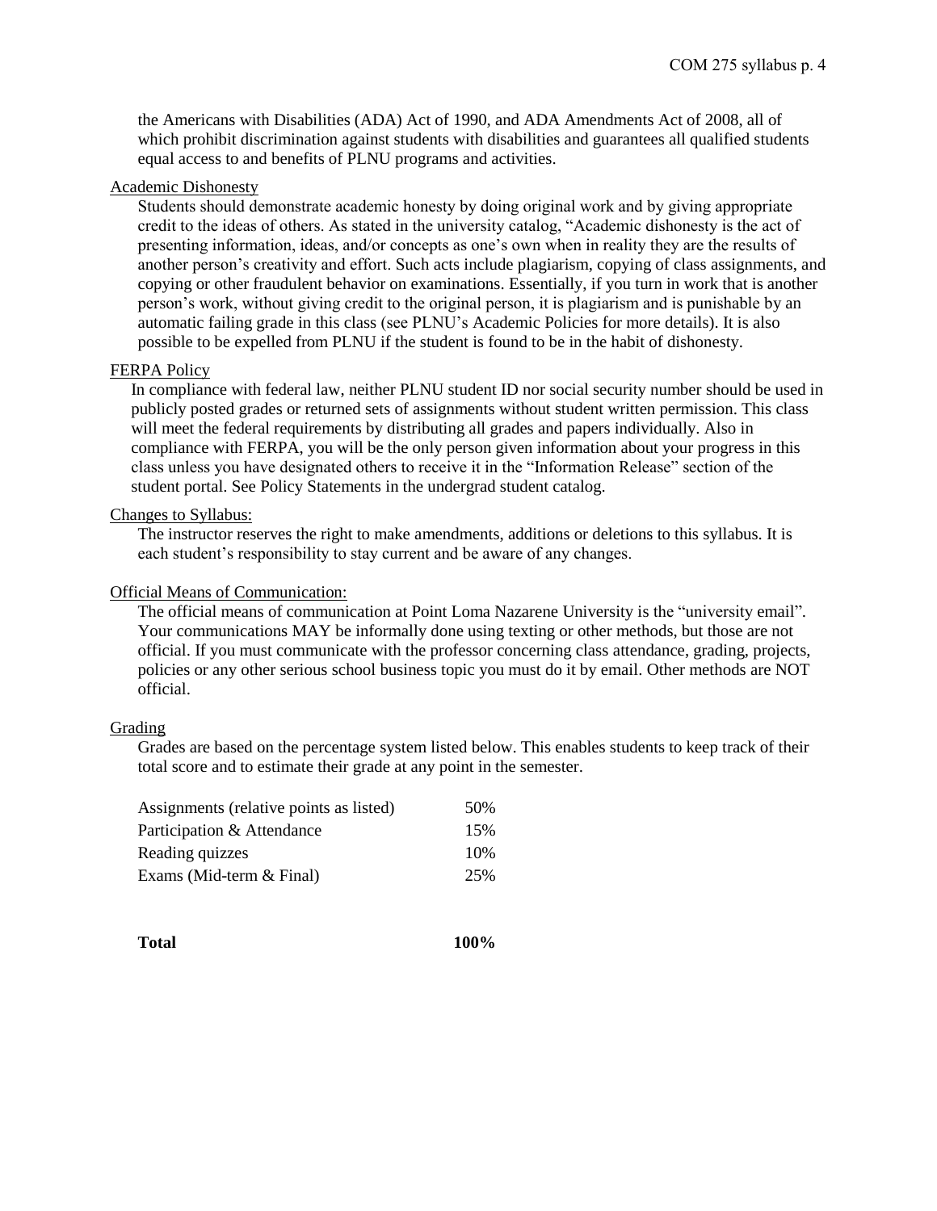the Americans with Disabilities (ADA) Act of 1990, and ADA Amendments Act of 2008, all of which prohibit discrimination against students with disabilities and guarantees all qualified students equal access to and benefits of PLNU programs and activities.

<u>Academic Dishonesty</u>

Students should demonstrate academic honesty by doing original work and by giving appropriate credit to the ideas of others. As stated in the university catalog, "Academic dishonesty is the act of presenting information, ideas, and/or concepts as one's own when in reality they are the results of another person's creativity and effort. Such acts include plagiarism, copying of class assignments, and copying or other fraudulent behavior on examinations. Essentially, if you turn in work that is another person's work, without giving credit to the original person, it is plagiarism and is punishable by an automatic failing grade in this class (see PLNU's Academic Policies for more details). It is also possible to be expelled from PLNU if the student is found to be in the habit of dishonesty.

<u>FERPA Policy</u>

In compliance with federal law, neither PLNU student ID nor social security number should be used in publicly posted grades or returned sets of assignments without student written permission. This class will meet the federal requirements by distributing all grades and papers individually. Also in compliance with FERPA, you will be the only person given information about your progress in this class unless you have designated others to receive it in the "Information Release" section of the student portal. See Policy Statements in the undergrad student catalog.

<u>Changes to Syllabus:</u>

The instructor reserves the right to make amendments, additions or deletions to this syllabus. It is each student's responsibility to stay current and be aware of any changes.

<u>Official Means of Communication:</u>

The official means of communication at Point Loma Nazarene University is the "university email". Your communications MAY be informally done using texting or other methods, but those are not official. If you must communicate with the professor concerning class attendance, grading, projects, policies or any other serious school business topic you must do it by email. Other methods are NOT official.

<u>Grading</u>

Grades are based on the percentage system listed below. This enables students to keep track of their total score and to estimate their grade at any point in the semester.

| | |
|---|---|
| Assignments (relative points as listed) | 50% |
| Participation & Attendance | 15% |
| Reading quizzes | 10% |
| Exams (Mid-term & Final) | 25% |
| **Total** | **100%** |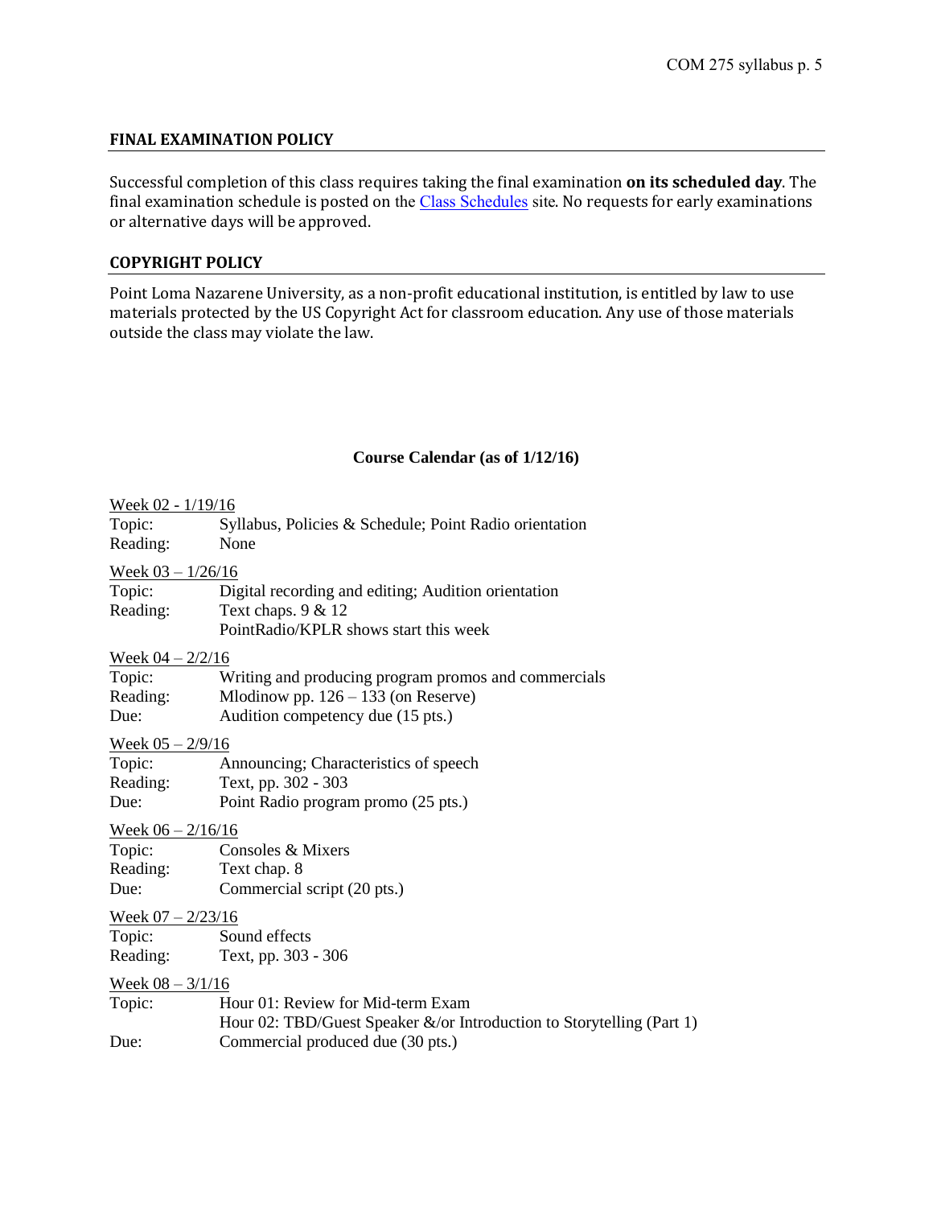## FINAL EXAMINATION POLICY

Successful completion of this class requires taking the final examination **on its scheduled day**. The final examination schedule is posted on the [Class Schedules](#) site. No requests for early examinations or alternative days will be approved.

## COPYRIGHT POLICY

Point Loma Nazarene University, as a non-profit educational institution, is entitled by law to use materials protected by the US Copyright Act for classroom education. Any use of those materials outside the class may violate the law.

### Course Calendar (as of 1/12/16)

Week 02 - 1/19/16
Topic: Syllabus, Policies & Schedule; Point Radio orientation
Reading: None

Week 03 – 1/26/16
Topic: Digital recording and editing; Audition orientation
Reading: Text chaps. 9 & 12
PointRadio/KPLR shows start this week

Week 04 – 2/2/16
Topic: Writing and producing program promos and commercials
Reading: Mlodinow pp. 126 – 133 (on Reserve)
Due: Audition competency due (15 pts.)

Week 05 – 2/9/16
Topic: Announcing; Characteristics of speech
Reading: Text, pp. 302 - 303
Due: Point Radio program promo (25 pts.)

Week 06 – 2/16/16
Topic: Consoles & Mixers
Reading: Text chap. 8
Due: Commercial script (20 pts.)

Week 07 – 2/23/16
Topic: Sound effects
Reading: Text, pp. 303 - 306

Week 08 – 3/1/16
Topic: Hour 01: Review for Mid-term Exam
Hour 02: TBD/Guest Speaker &/or Introduction to Storytelling (Part 1)
Due: Commercial produced due (30 pts.)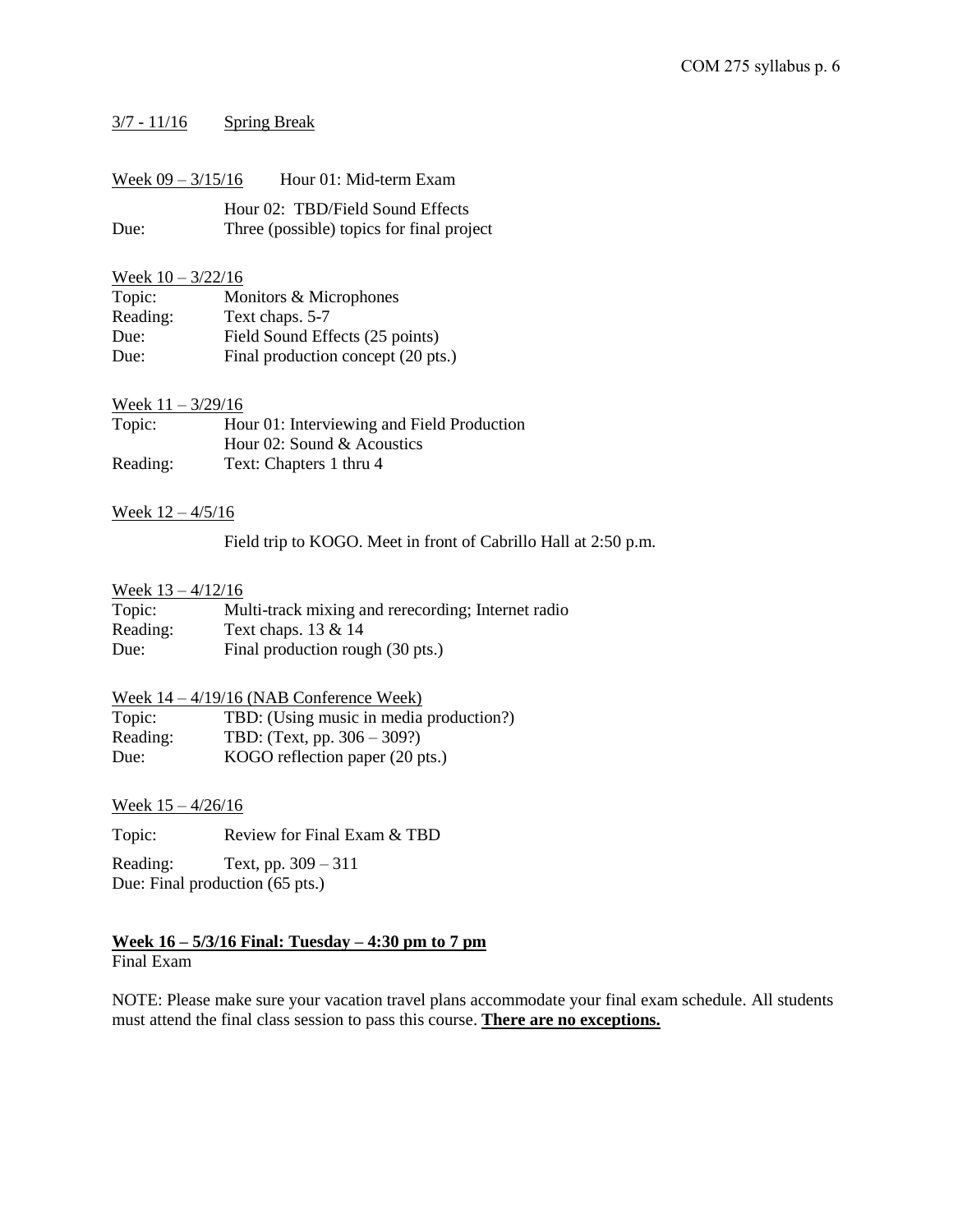3/7 - 11/16 Spring Break

Week 09 – 3/15/16 Hour 01: Mid-term Exam

Hour 02: TBD/Field Sound Effects
Due: Three (possible) topics for final project

Week 10 – 3/22/16
Topic: Monitors & Microphones
Reading: Text chaps. 5-7
Due: Field Sound Effects (25 points)
Due: Final production concept (20 pts.)

Week 11 – 3/29/16
Topic: Hour 01: Interviewing and Field Production
Hour 02: Sound & Acoustics
Reading: Text: Chapters 1 thru 4

Week 12 – 4/5/16

Field trip to KOGO. Meet in front of Cabrillo Hall at 2:50 p.m.

Week 13 – 4/12/16
Topic: Multi-track mixing and rerecording; Internet radio
Reading: Text chaps. 13 & 14
Due: Final production rough (30 pts.)

Week 14 – 4/19/16 (NAB Conference Week)
Topic: TBD: (Using music in media production?)
Reading: TBD: (Text, pp. 306 – 309?)
Due: KOGO reflection paper (20 pts.)

Week 15 – 4/26/16

Topic: Review for Final Exam & TBD

Reading: Text, pp. 309 – 311
Due: Final production (65 pts.)

**Week 16 – 5/3/16 Final: Tuesday – 4:30 pm to 7 pm**
Final Exam

NOTE: Please make sure your vacation travel plans accommodate your final exam schedule. All students must attend the final class session to pass this course. **There are no exceptions.**